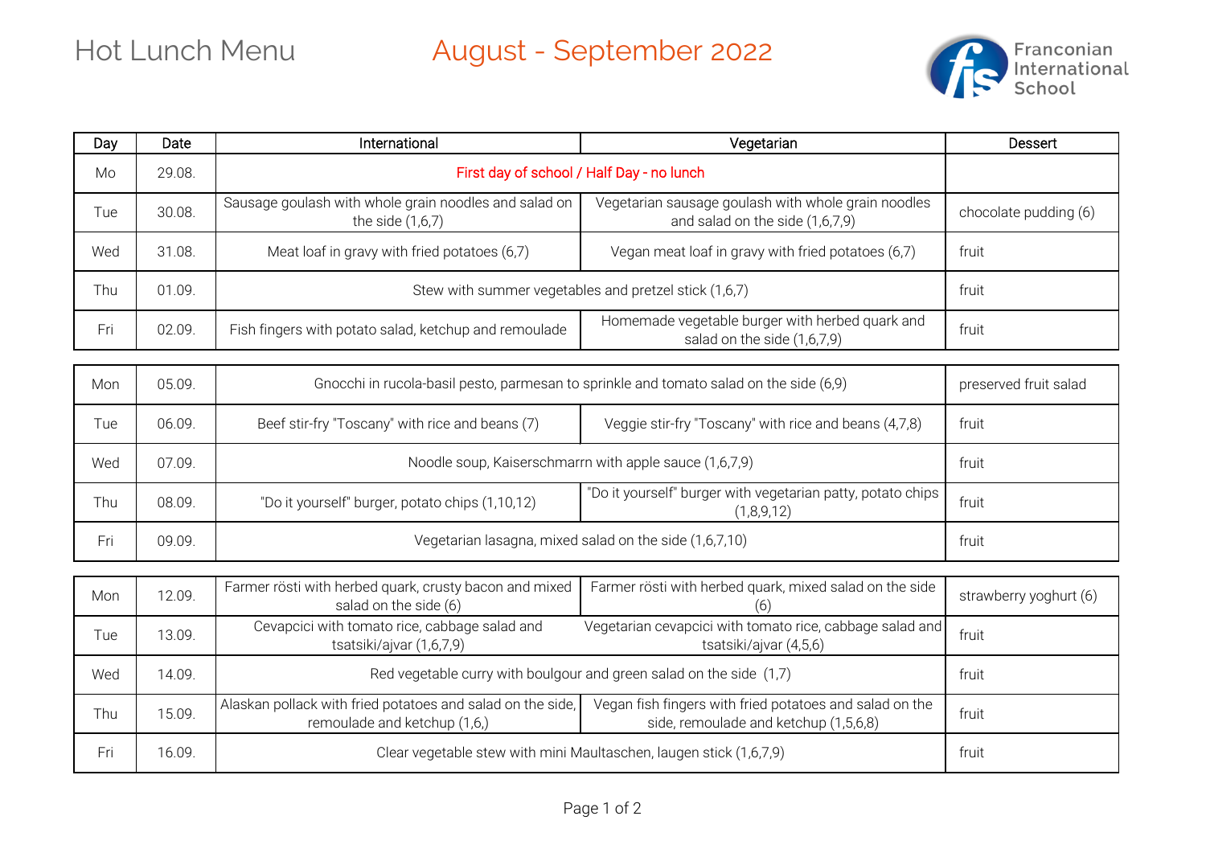# Hot Lunch Menu

## August - September 2022

Franconian International School

| Day | Date | International | Vegetarian | Dessert |
|---|---|---|---|---|
| Mo | 29.08. | First day of school / Half Day - no lunch | | |
| Tue | 30.08. | Sausage goulash with whole grain noodles and salad on the side (1,6,7) | Vegetarian sausage goulash with whole grain noodles and salad on the side (1,6,7,9) | chocolate pudding (6) |
| Wed | 31.08. | Meat loaf in gravy with fried potatoes (6,7) | Vegan meat loaf in gravy with fried potatoes (6,7) | fruit |
| Thu | 01.09. | Stew with summer vegetables and pretzel stick (1,6,7) | | fruit |
| Fri | 02.09. | Fish fingers with potato salad, ketchup and remoulade | Homemade vegetable burger with herbed quark and salad on the side (1,6,7,9) | fruit |
| Mon | 05.09. | Gnocchi in rucola-basil pesto, parmesan to sprinkle and tomato salad on the side (6,9) | | preserved fruit salad |
| Tue | 06.09. | Beef stir-fry "Toscany" with rice and beans (7) | Veggie stir-fry "Toscany" with rice and beans (4,7,8) | fruit |
| Wed | 07.09. | Noodle soup, Kaiserschmarrn with apple sauce (1,6,7,9) | | fruit |
| Thu | 08.09. | "Do it yourself" burger, potato chips (1,10,12) | "Do it yourself" burger with vegetarian patty, potato chips (1,8,9,12) | fruit |
| Fri | 09.09. | Vegetarian lasagna, mixed salad on the side (1,6,7,10) | | fruit |
| Mon | 12.09. | Farmer rösti with herbed quark, crusty bacon and mixed salad on the side (6) | Farmer rösti with herbed quark, mixed salad on the side (6) | strawberry yoghurt (6) |
| Tue | 13.09. | Cevapcici with tomato rice, cabbage salad and tsatsiki/ajvar (1,6,7,9) | Vegetarian cevapcici with tomato rice, cabbage salad and tsatsiki/ajvar (4,5,6) | fruit |
| Wed | 14.09. | Red vegetable curry with boulgour and green salad on the side (1,7) | | fruit |
| Thu | 15.09. | Alaskan pollack with fried potatoes and salad on the side, remoulade and ketchup (1,6,) | Vegan fish fingers with fried potatoes and salad on the side, remoulade and ketchup (1,5,6,8) | fruit |
| Fri | 16.09. | Clear vegetable stew with mini Maultaschen, laugen stick (1,6,7,9) | | fruit |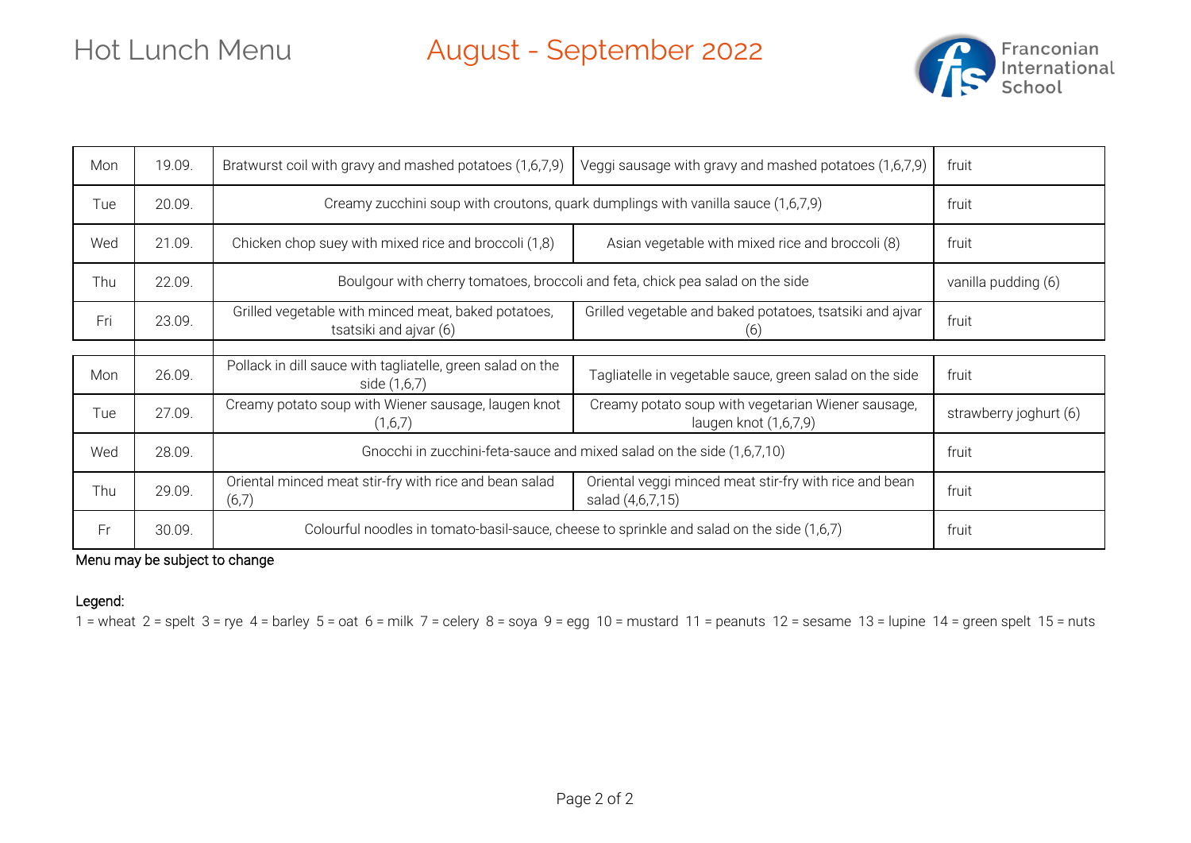# Hot Lunch Menu

## August - September 2022

Franconian International School

| | | | | |
|---|---|---|---|---|
| Mon | 19.09. | Bratwurst coil with gravy and mashed potatoes (1,6,7,9) | Veggi sausage with gravy and mashed potatoes (1,6,7,9) | fruit |
| Tue | 20.09. | Creamy zucchini soup with croutons, quark dumplings with vanilla sauce (1,6,7,9) | | fruit |
| Wed | 21.09. | Chicken chop suey with mixed rice and broccoli (1,8) | Asian vegetable with mixed rice and broccoli (8) | fruit |
| Thu | 22.09. | Boulgour with cherry tomatoes, broccoli and feta, chick pea salad on the side | | vanilla pudding (6) |
| Fri | 23.09. | Grilled vegetable with minced meat, baked potatoes, tsatsiki and ajvar (6) | Grilled vegetable and baked potatoes, tsatsiki and ajvar (6) | fruit |
| | | | | |
| Mon | 26.09. | Pollack in dill sauce with tagliatelle, green salad on the side (1,6,7) | Tagliatelle in vegetable sauce, green salad on the side | fruit |
| Tue | 27.09. | Creamy potato soup with Wiener sausage, laugen knot (1,6,7) | Creamy potato soup with vegetarian Wiener sausage, laugen knot (1,6,7,9) | strawberry joghurt (6) |
| Wed | 28.09. | Gnocchi in zucchini-feta-sauce and mixed salad on the side (1,6,7,10) | | fruit |
| Thu | 29.09. | Oriental minced meat stir-fry with rice and bean salad (6,7) | Oriental veggi minced meat stir-fry with rice and bean salad (4,6,7,15) | fruit |
| Fr | 30.09. | Colourful noodles in tomato-basil-sauce, cheese to sprinkle and salad on the side (1,6,7) | | fruit |

Menu may be subject to change

Legend:

1 = wheat 2 = spelt 3 = rye 4 = barley 5 = oat 6 = milk 7 = celery 8 = soya 9 = egg 10 = mustard 11 = peanuts 12 = sesame 13 = lupine 14 = green spelt 15 = nuts